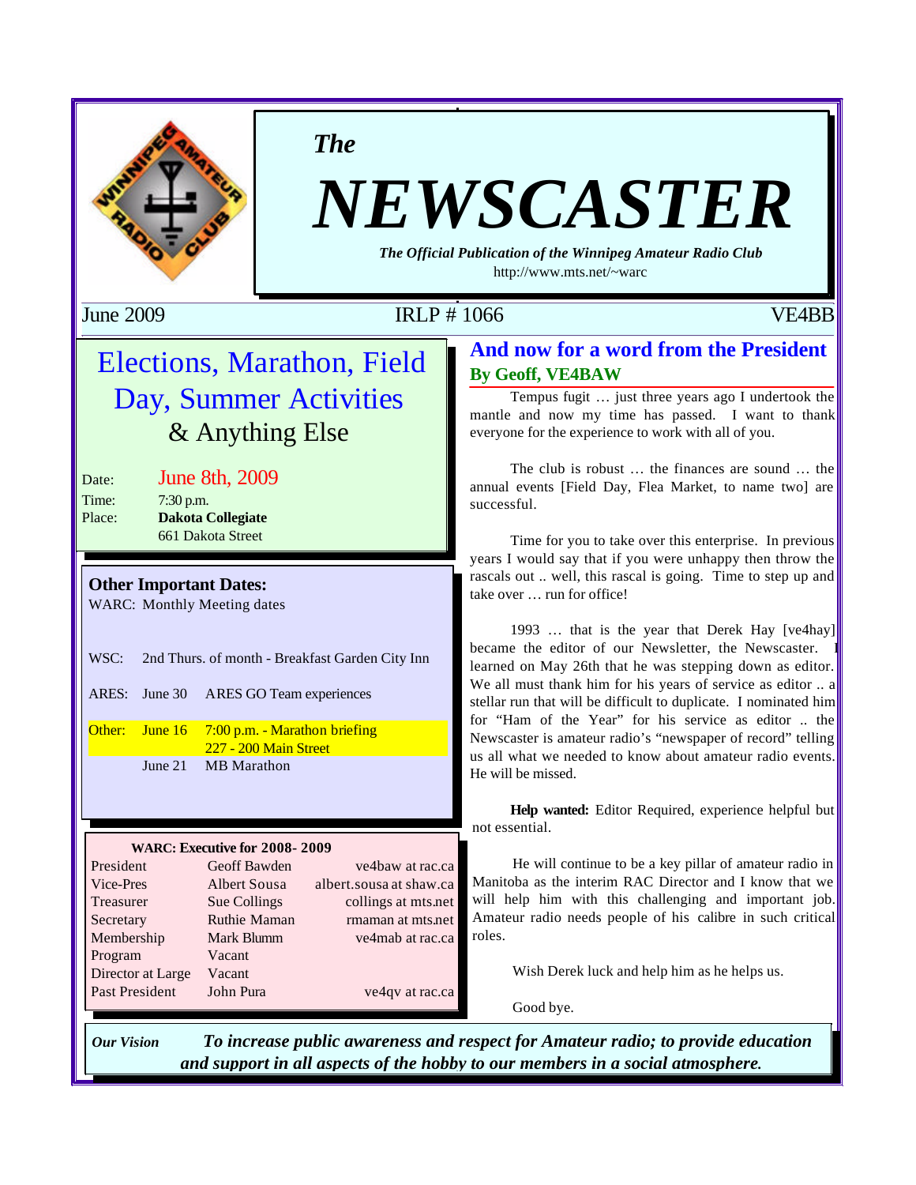# *The* NEWSCASTER

***The Official Publication of the Winnipeg Amateur Radio Club***

http://www.mts.net/~warc

June 2009 IRLP # 1066 VE4BB

## Elections, Marathon, Field Day, Summer Activities & Anything Else

| | |
|---|---|
| Date: | June 8th, 2009 |
| Time: | 7:30 p.m. |
| Place: | **Dakota Collegiate** |
| | 661 Dakota Street |

### Other Important Dates:

WARC: Monthly Meeting dates

| | | |
|---|---|---|
| WSC: | 2nd Thurs. of month - Breakfast Garden City Inn | |
| ARES: | June 30 | ARES GO Team experiences |
| Other: | June 16 | 7:00 p.m. - Marathon briefing 227 - 200 Main Street |
| | June 21 | MB Marathon |

**WARC: Executive for 2008- 2009**

| Position | Name | Contact |
|---|---|---|
| President | Geoff Bawden | ve4baw at rac.ca |
| Vice-Pres | Albert Sousa | albert.sousa at shaw.ca |
| Treasurer | Sue Collings | collings at mts.net |
| Secretary | Ruthie Maman | rmaman at mts.net |
| Membership | Mark Blumm | ve4mab at rac.ca |
| Program | Vacant | |
| Director at Large | Vacant | |
| Past President | John Pura | ve4qv at rac.ca |

## And now for a word from the President

**By Geoff, VE4BAW**

Tempus fugit … just three years ago I undertook the mantle and now my time has passed. I want to thank everyone for the experience to work with all of you.

The club is robust … the finances are sound … the annual events [Field Day, Flea Market, to name two] are successful.

Time for you to take over this enterprise. In previous years I would say that if you were unhappy then throw the rascals out .. well, this rascal is going. Time to step up and take over … run for office!

1993 … that is the year that Derek Hay [ve4hay] became the editor of our Newsletter, the Newscaster. I learned on May 26th that he was stepping down as editor. We all must thank him for his years of service as editor .. a stellar run that will be difficult to duplicate. I nominated him for "Ham of the Year" for his service as editor .. the Newscaster is amateur radio's "newspaper of record" telling us all what we needed to know about amateur radio events. He will be missed.

**Help wanted:** Editor Required, experience helpful but not essential.

He will continue to be a key pillar of amateur radio in Manitoba as the interim RAC Director and I know that we will help him with this challenging and important job. Amateur radio needs people of his calibre in such critical roles.

Wish Derek luck and help him as he helps us.

Good bye.

***Our Vision*** ***To increase public awareness and respect for Amateur radio; to provide education and support in all aspects of the hobby to our members in a social atmosphere.***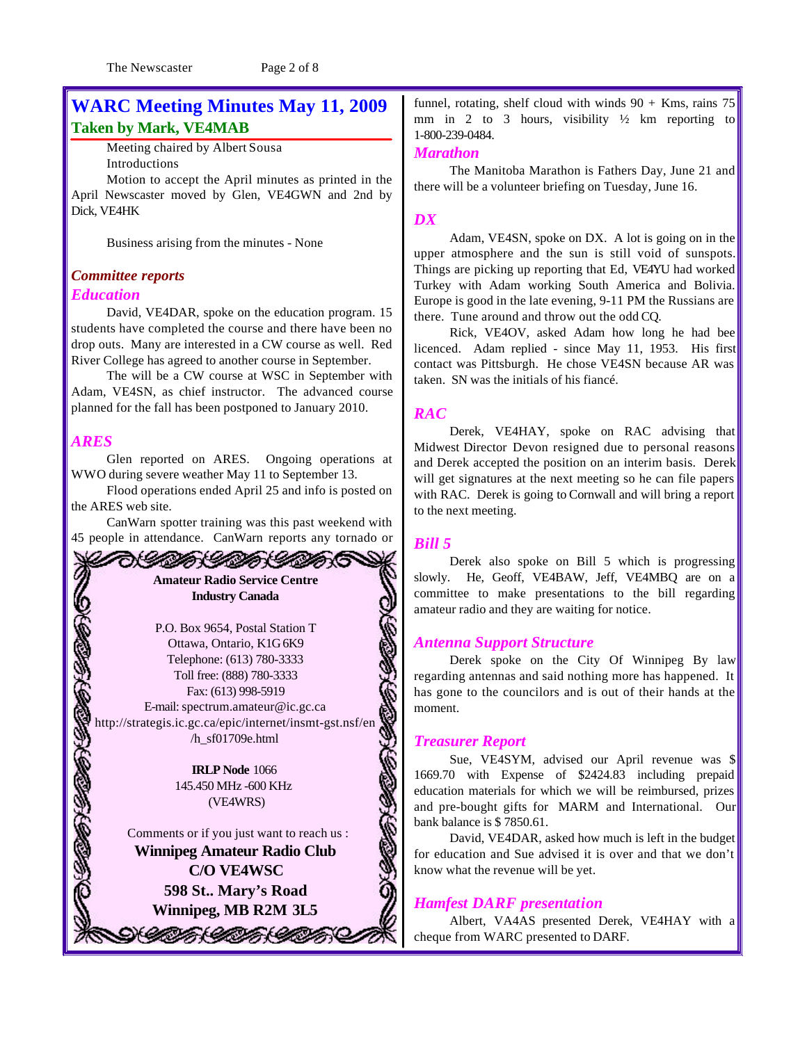# WARC Meeting Minutes May 11, 2009

## Taken by Mark, VE4MAB

Meeting chaired by Albert Sousa

Introductions

Motion to accept the April minutes as printed in the April Newscaster moved by Glen, VE4GWN and 2nd by Dick, VE4HK

Business arising from the minutes - None

### *Committee reports*

### *Education*

David, VE4DAR, spoke on the education program. 15 students have completed the course and there have been no drop outs. Many are interested in a CW course as well. Red River College has agreed to another course in September.

The will be a CW course at WSC in September with Adam, VE4SN, as chief instructor. The advanced course planned for the fall has been postponed to January 2010.

### *ARES*

Glen reported on ARES. Ongoing operations at WWO during severe weather May 11 to September 13.

Flood operations ended April 25 and info is posted on the ARES web site.

CanWarn spotter training was this past weekend with 45 people in attendance. CanWarn reports any tornado or funnel, rotating, shelf cloud with winds 90 + Kms, rains 75 mm in 2 to 3 hours, visibility ½ km reporting to 1-800-239-0484.

### *Marathon*

The Manitoba Marathon is Fathers Day, June 21 and there will be a volunteer briefing on Tuesday, June 16.

### *DX*

Adam, VE4SN, spoke on DX. A lot is going on in the upper atmosphere and the sun is still void of sunspots. Things are picking up reporting that Ed, VE4YU had worked Turkey with Adam working South America and Bolivia. Europe is good in the late evening, 9-11 PM the Russians are there. Tune around and throw out the odd CQ.

Rick, VE4OV, asked Adam how long he had bee licenced. Adam replied - since May 11, 1953. His first contact was Pittsburgh. He chose VE4SN because AR was taken. SN was the initials of his fiancé.

### *RAC*

Derek, VE4HAY, spoke on RAC advising that Midwest Director Devon resigned due to personal reasons and Derek accepted the position on an interim basis. Derek will get signatures at the next meeting so he can file papers with RAC. Derek is going to Cornwall and will bring a report to the next meeting.

### *Bill 5*

Derek also spoke on Bill 5 which is progressing slowly. He, Geoff, VE4BAW, Jeff, VE4MBQ are on a committee to make presentations to the bill regarding amateur radio and they are waiting for notice.

### *Antenna Support Structure*

Derek spoke on the City Of Winnipeg By law regarding antennas and said nothing more has happened. It has gone to the councilors and is out of their hands at the moment.

### *Treasurer Report*

Sue, VE4SYM, advised our April revenue was $ 1669.70 with Expense of $2424.83 including prepaid education materials for which we will be reimbursed, prizes and pre-bought gifts for MARM and International. Our bank balance is $ 7850.61.

David, VE4DAR, asked how much is left in the budget for education and Sue advised it is over and that we don't know what the revenue will be yet.

### *Hamfest DARF presentation*

Albert, VA4AS presented Derek, VE4HAY with a cheque from WARC presented to DARF.

---

**Amateur Radio Service Centre**
**Industry Canada**

P.O. Box 9654, Postal Station T
Ottawa, Ontario, K1G 6K9
Telephone: (613) 780-3333
Toll free: (888) 780-3333
Fax: (613) 998-5919
E-mail: spectrum.amateur@ic.gc.ca
http://strategis.ic.gc.ca/epic/internet/insmt-gst.nsf/en/h_sf01709e.html

**IRLP Node** 1066
145.450 MHz -600 KHz
(VE4WRS)

Comments or if you just want to reach us :
**Winnipeg Amateur Radio Club**
**C/O VE4WSC**
**598 St.. Mary's Road**
**Winnipeg, MB R2M 3L5**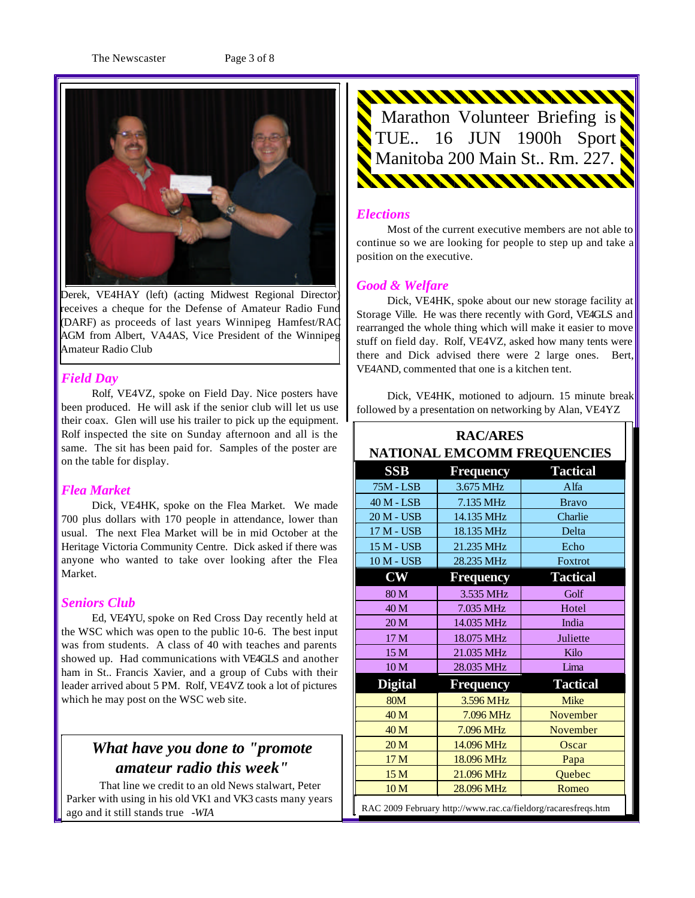Derek, VE4HAY (left) (acting Midwest Regional Director) receives a cheque for the Defense of Amateur Radio Fund (DARF) as proceeds of last years Winnipeg Hamfest/RAC AGM from Albert, VA4AS, Vice President of the Winnipeg Amateur Radio Club

## *Field Day*

Rolf, VE4VZ, spoke on Field Day. Nice posters have been produced. He will ask if the senior club will let us use their coax. Glen will use his trailer to pick up the equipment. Rolf inspected the site on Sunday afternoon and all is the same. The sit has been paid for. Samples of the poster are on the table for display.

## *Flea Market*

Dick, VE4HK, spoke on the Flea Market. We made 700 plus dollars with 170 people in attendance, lower than usual. The next Flea Market will be in mid October at the Heritage Victoria Community Centre. Dick asked if there was anyone who wanted to take over looking after the Flea Market.

## *Seniors Club*

Ed, VE4YU, spoke on Red Cross Day recently held at the WSC which was open to the public 10-6. The best input was from students. A class of 40 with teaches and parents showed up. Had communications with VE4GLS and another ham in St.. Francis Xavier, and a group of Cubs with their leader arrived about 5 PM. Rolf, VE4VZ took a lot of pictures which he may post on the WSC web site.

### *What have you done to "promote amateur radio this week"*

That line we credit to an old News stalwart, Peter Parker with using in his old VK1 and VK3 casts many years ago and it still stands true *-WIA*

Marathon Volunteer Briefing is TUE.. 16 JUN 1900h Sport Manitoba 200 Main St.. Rm. 227.

## *Elections*

Most of the current executive members are not able to continue so we are looking for people to step up and take a position on the executive.

## *Good & Welfare*

Dick, VE4HK, spoke about our new storage facility at Storage Ville. He was there recently with Gord, VE4GLS and rearranged the whole thing which will make it easier to move stuff on field day. Rolf, VE4VZ, asked how many tents were there and Dick advised there were 2 large ones. Bert, VE4AND, commented that one is a kitchen tent.

Dick, VE4HK, motioned to adjourn. 15 minute break followed by a presentation on networking by Alan, VE4YZ

**RAC/ARES**
**NATIONAL EMCOMM FREQUENCIES**

| SSB | Frequency | Tactical |
|---|---|---|
| 75M - LSB | 3.675 MHz | Alfa |
| 40 M - LSB | 7.135 MHz | Bravo |
| 20 M - USB | 14.135 MHz | Charlie |
| 17 M - USB | 18.135 MHz | Delta |
| 15 M - USB | 21.235 MHz | Echo |
| 10 M - USB | 28.235 MHz | Foxtrot |
| **CW** | **Frequency** | **Tactical** |
| 80 M | 3.535 MHz | Golf |
| 40 M | 7.035 MHz | Hotel |
| 20 M | 14.035 MHz | India |
| 17 M | 18.075 MHz | Juliette |
| 15 M | 21.035 MHz | Kilo |
| 10 M | 28.035 MHz | Lima |
| **Digital** | **Frequency** | **Tactical** |
| 80M | 3.596 MHz | Mike |
| 40 M | 7.096 MHz | November |
| 40 M | 7.096 MHz | November |
| 20 M | 14.096 MHz | Oscar |
| 17 M | 18.096 MHz | Papa |
| 15 M | 21.096 MHz | Quebec |
| 10 M | 28.096 MHz | Romeo |

RAC 2009 February http://www.rac.ca/fieldorg/racaresfreqs.htm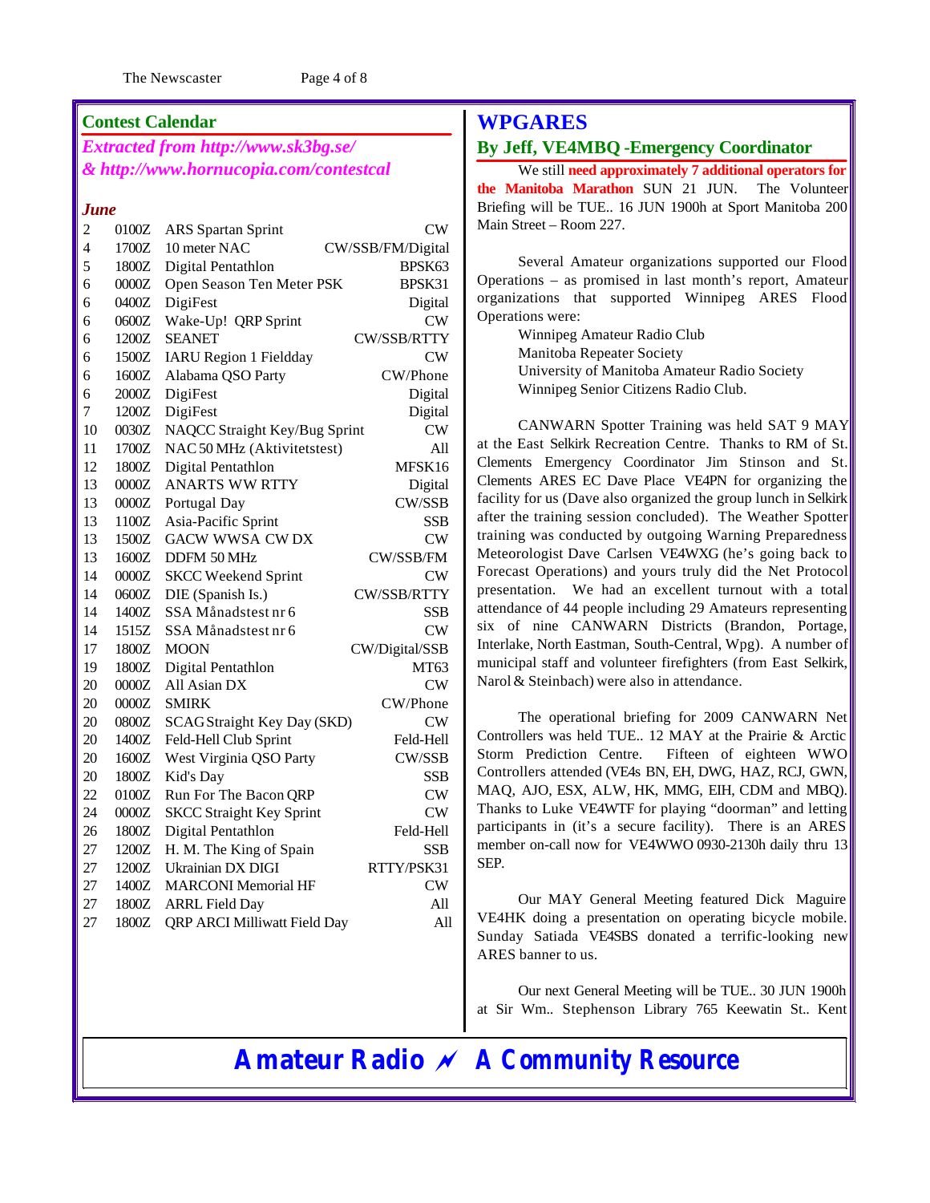## Contest Calendar

*Extracted from http://www.sk3bg.se/*
*& http://www.hornucopia.com/contestcal*

### June

| Day | Time | Contest | Mode |
|---|---|---|---|
| 2 | 0100Z | ARS Spartan Sprint | CW |
| 4 | 1700Z | 10 meter NAC | CW/SSB/FM/Digital |
| 5 | 1800Z | Digital Pentathlon | BPSK63 |
| 6 | 0000Z | Open Season Ten Meter PSK | BPSK31 |
| 6 | 0400Z | DigiFest | Digital |
| 6 | 0600Z | Wake-Up! QRP Sprint | CW |
| 6 | 1200Z | SEANET | CW/SSB/RTTY |
| 6 | 1500Z | IARU Region 1 Fieldday | CW |
| 6 | 1600Z | Alabama QSO Party | CW/Phone |
| 6 | 2000Z | DigiFest | Digital |
| 7 | 1200Z | DigiFest | Digital |
| 10 | 0030Z | NAQCC Straight Key/Bug Sprint | CW |
| 11 | 1700Z | NAC 50 MHz (Aktivitetstest) | All |
| 12 | 1800Z | Digital Pentathlon | MFSK16 |
| 13 | 0000Z | ANARTS WW RTTY | Digital |
| 13 | 0000Z | Portugal Day | CW/SSB |
| 13 | 1100Z | Asia-Pacific Sprint | SSB |
| 13 | 1500Z | GACW WWSA CW DX | CW |
| 13 | 1600Z | DDFM 50 MHz | CW/SSB/FM |
| 14 | 0000Z | SKCC Weekend Sprint | CW |
| 14 | 0600Z | DIE (Spanish Is.) | CW/SSB/RTTY |
| 14 | 1400Z | SSA Månadstest nr 6 | SSB |
| 14 | 1515Z | SSA Månadstest nr 6 | CW |
| 17 | 1800Z | MOON | CW/Digital/SSB |
| 19 | 1800Z | Digital Pentathlon | MT63 |
| 20 | 0000Z | All Asian DX | CW |
| 20 | 0000Z | SMIRK | CW/Phone |
| 20 | 0800Z | SCAG Straight Key Day (SKD) | CW |
| 20 | 1400Z | Feld-Hell Club Sprint | Feld-Hell |
| 20 | 1600Z | West Virginia QSO Party | CW/SSB |
| 20 | 1800Z | Kid's Day | SSB |
| 22 | 0100Z | Run For The Bacon QRP | CW |
| 24 | 0000Z | SKCC Straight Key Sprint | CW |
| 26 | 1800Z | Digital Pentathlon | Feld-Hell |
| 27 | 1200Z | H. M. The King of Spain | SSB |
| 27 | 1200Z | Ukrainian DX DIGI | RTTY/PSK31 |
| 27 | 1400Z | MARCONI Memorial HF | CW |
| 27 | 1800Z | ARRL Field Day | All |
| 27 | 1800Z | QRP ARCI Milliwatt Field Day | All |

## WPGARES

### By Jeff, VE4MBQ -Emergency Coordinator

We still **need approximately 7 additional operators for the Manitoba Marathon** SUN 21 JUN. The Volunteer Briefing will be TUE.. 16 JUN 1900h at Sport Manitoba 200 Main Street – Room 227.

Several Amateur organizations supported our Flood Operations – as promised in last month's report, Amateur organizations that supported Winnipeg ARES Flood Operations were:

Winnipeg Amateur Radio Club
Manitoba Repeater Society
University of Manitoba Amateur Radio Society
Winnipeg Senior Citizens Radio Club.

CANWARN Spotter Training was held SAT 9 MAY at the East Selkirk Recreation Centre. Thanks to RM of St. Clements Emergency Coordinator Jim Stinson and St. Clements ARES EC Dave Place VE4PN for organizing the facility for us (Dave also organized the group lunch in Selkirk after the training session concluded). The Weather Spotter training was conducted by outgoing Warning Preparedness Meteorologist Dave Carlsen VE4WXG (he's going back to Forecast Operations) and yours truly did the Net Protocol presentation. We had an excellent turnout with a total attendance of 44 people including 29 Amateurs representing six of nine CANWARN Districts (Brandon, Portage, Interlake, North Eastman, South-Central, Wpg). A number of municipal staff and volunteer firefighters (from East Selkirk, Narol & Steinbach) were also in attendance.

The operational briefing for 2009 CANWARN Net Controllers was held TUE.. 12 MAY at the Prairie & Arctic Storm Prediction Centre. Fifteen of eighteen WWO Controllers attended (VE4s BN, EH, DWG, HAZ, RCJ, GWN, MAQ, AJO, ESX, ALW, HK, MMG, EIH, CDM and MBQ). Thanks to Luke VE4WTF for playing "doorman" and letting participants in (it's a secure facility). There is an ARES member on-call now for VE4WWO 0930-2130h daily thru 13 SEP.

Our MAY General Meeting featured Dick Maguire VE4HK doing a presentation on operating bicycle mobile. Sunday Satiada VE4SBS donated a terrific-looking new ARES banner to us.

Our next General Meeting will be TUE.. 30 JUN 1900h at Sir Wm.. Stephenson Library 765 Keewatin St.. Kent

**Amateur Radio ⌁ A Community Resource**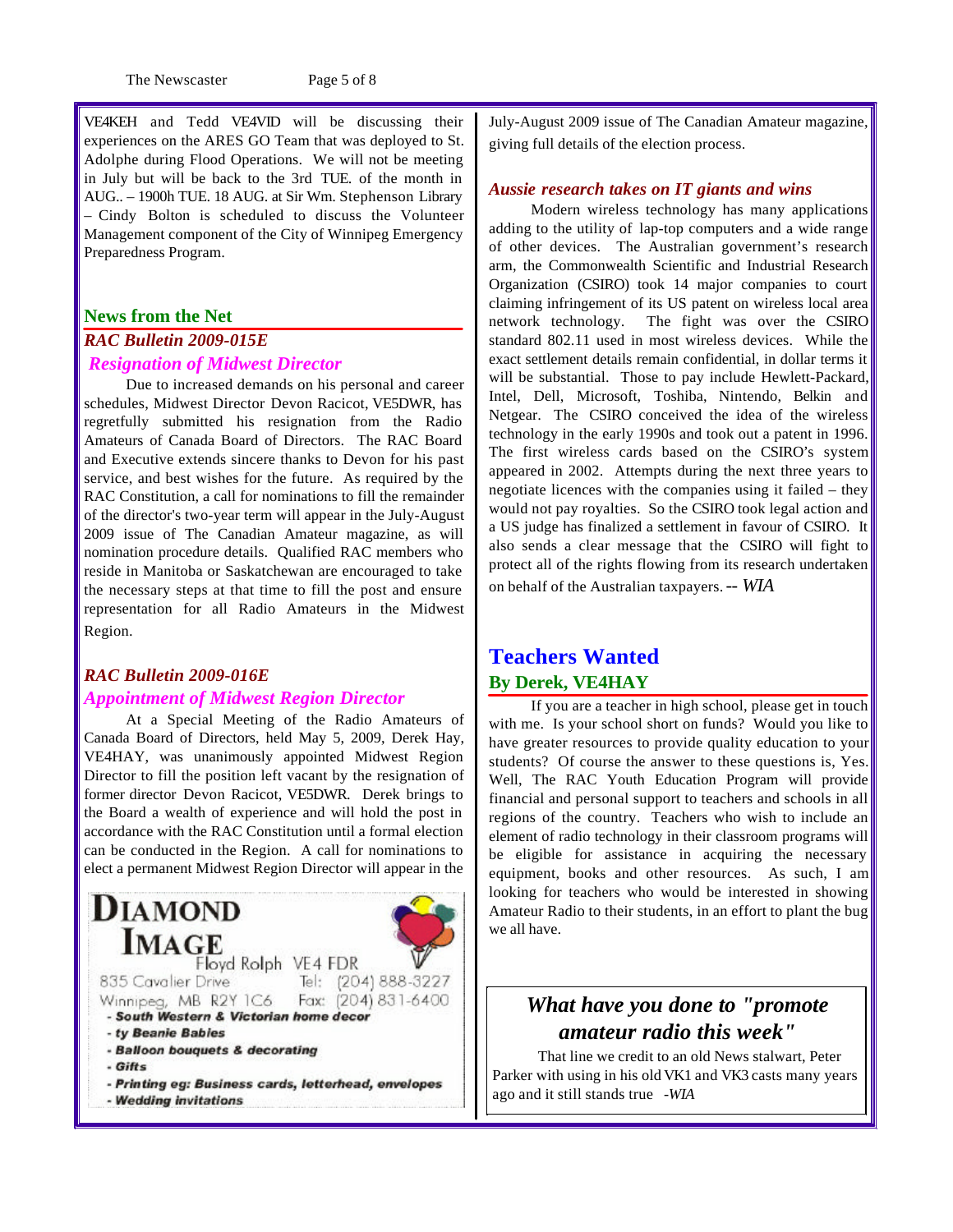VE4KEH and Tedd VE4VID will be discussing their experiences on the ARES GO Team that was deployed to St. Adolphe during Flood Operations. We will not be meeting in July but will be back to the 3rd TUE. of the month in AUG.. – 1900h TUE. 18 AUG. at Sir Wm. Stephenson Library – Cindy Bolton is scheduled to discuss the Volunteer Management component of the City of Winnipeg Emergency Preparedness Program.

## News from the Net

### *RAC Bulletin 2009-015E*

### *Resignation of Midwest Director*

Due to increased demands on his personal and career schedules, Midwest Director Devon Racicot, VE5DWR, has regretfully submitted his resignation from the Radio Amateurs of Canada Board of Directors. The RAC Board and Executive extends sincere thanks to Devon for his past service, and best wishes for the future. As required by the RAC Constitution, a call for nominations to fill the remainder of the director's two-year term will appear in the July-August 2009 issue of The Canadian Amateur magazine, as will nomination procedure details. Qualified RAC members who reside in Manitoba or Saskatchewan are encouraged to take the necessary steps at that time to fill the post and ensure representation for all Radio Amateurs in the Midwest Region.

### *RAC Bulletin 2009-016E*

### *Appointment of Midwest Region Director*

At a Special Meeting of the Radio Amateurs of Canada Board of Directors, held May 5, 2009, Derek Hay, VE4HAY, was unanimously appointed Midwest Region Director to fill the position left vacant by the resignation of former director Devon Racicot, VE5DWR. Derek brings to the Board a wealth of experience and will hold the post in accordance with the RAC Constitution until a formal election can be conducted in the Region. A call for nominations to elect a permanent Midwest Region Director will appear in the July-August 2009 issue of The Canadian Amateur magazine, giving full details of the election process.

**DIAMOND IMAGE**
Floyd Rolph VE4 FDR
835 Cavalier Drive Tel: (204) 888-3227
Winnipeg, MB R2Y 1C6 Fax: (204) 831-6400

- ***South Western & Victorian home decor***
- ***ty Beanie Babies***
- ***Balloon bouquets & decorating***
- ***Gifts***
- ***Printing eg: Business cards, letterhead, envelopes***
- ***Wedding invitations***

### *Aussie research takes on IT giants and wins*

Modern wireless technology has many applications adding to the utility of lap-top computers and a wide range of other devices. The Australian government's research arm, the Commonwealth Scientific and Industrial Research Organization (CSIRO) took 14 major companies to court claiming infringement of its US patent on wireless local area network technology. The fight was over the CSIRO standard 802.11 used in most wireless devices. While the exact settlement details remain confidential, in dollar terms it will be substantial. Those to pay include Hewlett-Packard, Intel, Dell, Microsoft, Toshiba, Nintendo, Belkin and Netgear. The CSIRO conceived the idea of the wireless technology in the early 1990s and took out a patent in 1996. The first wireless cards based on the CSIRO's system appeared in 2002. Attempts during the next three years to negotiate licences with the companies using it failed – they would not pay royalties. So the CSIRO took legal action and a US judge has finalized a settlement in favour of CSIRO. It also sends a clear message that the CSIRO will fight to protect all of the rights flowing from its research undertaken on behalf of the Australian taxpayers. -- *WIA*

## Teachers Wanted

### By Derek, VE4HAY

If you are a teacher in high school, please get in touch with me. Is your school short on funds? Would you like to have greater resources to provide quality education to your students? Of course the answer to these questions is, Yes. Well, The RAC Youth Education Program will provide financial and personal support to teachers and schools in all regions of the country. Teachers who wish to include an element of radio technology in their classroom programs will be eligible for assistance in acquiring the necessary equipment, books and other resources. As such, I am looking for teachers who would be interested in showing Amateur Radio to their students, in an effort to plant the bug we all have.

### *What have you done to "promote amateur radio this week"*

That line we credit to an old News stalwart, Peter Parker with using in his old VK1 and VK3 casts many years ago and it still stands true -*WIA*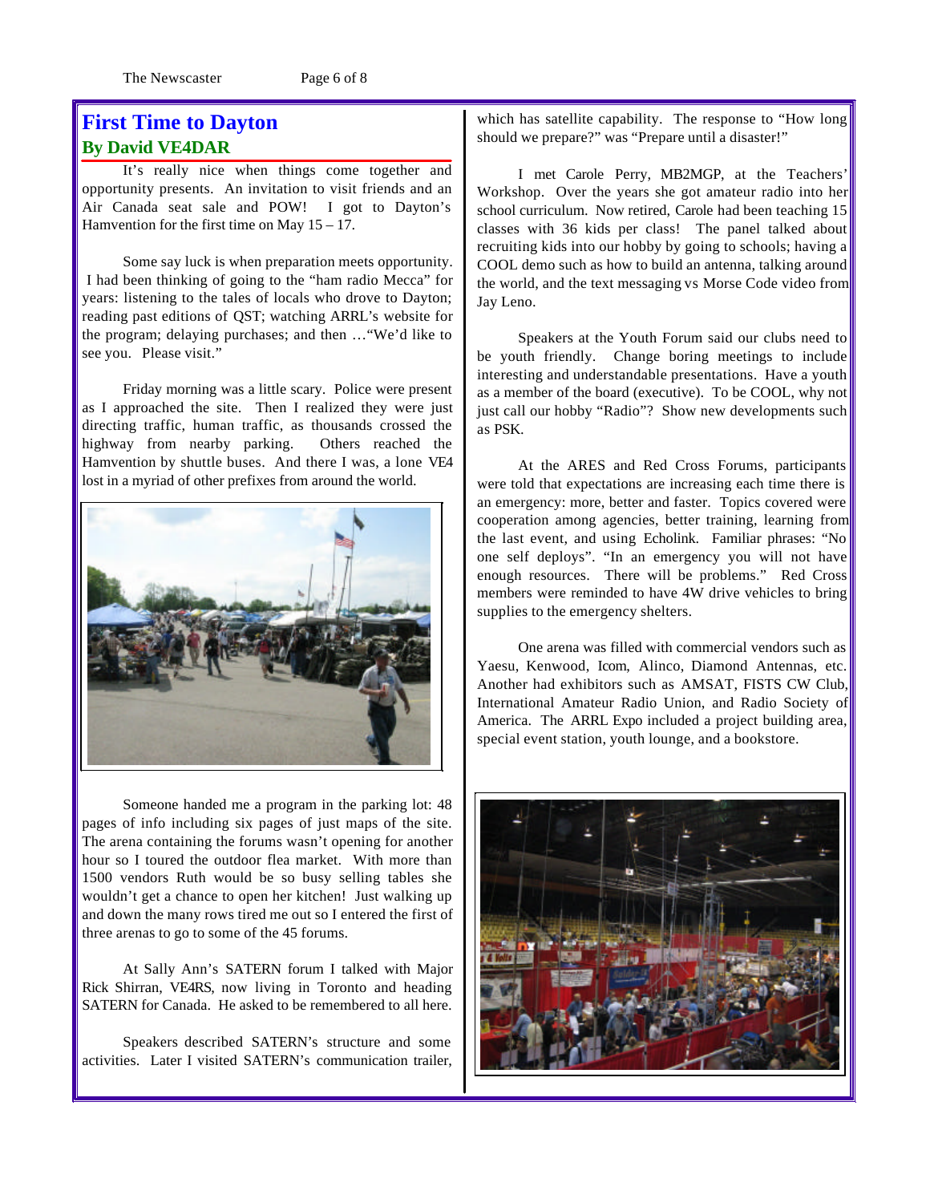# First Time to Dayton

## By David VE4DAR

It's really nice when things come together and opportunity presents. An invitation to visit friends and an Air Canada seat sale and POW! I got to Dayton's Hamvention for the first time on May 15 – 17.

Some say luck is when preparation meets opportunity. I had been thinking of going to the "ham radio Mecca" for years: listening to the tales of locals who drove to Dayton; reading past editions of QST; watching ARRL's website for the program; delaying purchases; and then …"We'd like to see you. Please visit."

Friday morning was a little scary. Police were present as I approached the site. Then I realized they were just directing traffic, human traffic, as thousands crossed the highway from nearby parking. Others reached the Hamvention by shuttle buses. And there I was, a lone VE4 lost in a myriad of other prefixes from around the world.

Someone handed me a program in the parking lot: 48 pages of info including six pages of just maps of the site. The arena containing the forums wasn't opening for another hour so I toured the outdoor flea market. With more than 1500 vendors Ruth would be so busy selling tables she wouldn't get a chance to open her kitchen! Just walking up and down the many rows tired me out so I entered the first of three arenas to go to some of the 45 forums.

At Sally Ann's SATERN forum I talked with Major Rick Shirran, VE4RS, now living in Toronto and heading SATERN for Canada. He asked to be remembered to all here.

Speakers described SATERN's structure and some activities. Later I visited SATERN's communication trailer, which has satellite capability. The response to "How long should we prepare?" was "Prepare until a disaster!"

I met Carole Perry, MB2MGP, at the Teachers' Workshop. Over the years she got amateur radio into her school curriculum. Now retired, Carole had been teaching 15 classes with 36 kids per class! The panel talked about recruiting kids into our hobby by going to schools; having a COOL demo such as how to build an antenna, talking around the world, and the text messaging vs Morse Code video from Jay Leno.

Speakers at the Youth Forum said our clubs need to be youth friendly. Change boring meetings to include interesting and understandable presentations. Have a youth as a member of the board (executive). To be COOL, why not just call our hobby "Radio"? Show new developments such as PSK.

At the ARES and Red Cross Forums, participants were told that expectations are increasing each time there is an emergency: more, better and faster. Topics covered were cooperation among agencies, better training, learning from the last event, and using Echolink. Familiar phrases: "No one self deploys". "In an emergency you will not have enough resources. There will be problems." Red Cross members were reminded to have 4W drive vehicles to bring supplies to the emergency shelters.

One arena was filled with commercial vendors such as Yaesu, Kenwood, Icom, Alinco, Diamond Antennas, etc. Another had exhibitors such as AMSAT, FISTS CW Club, International Amateur Radio Union, and Radio Society of America. The ARRL Expo included a project building area, special event station, youth lounge, and a bookstore.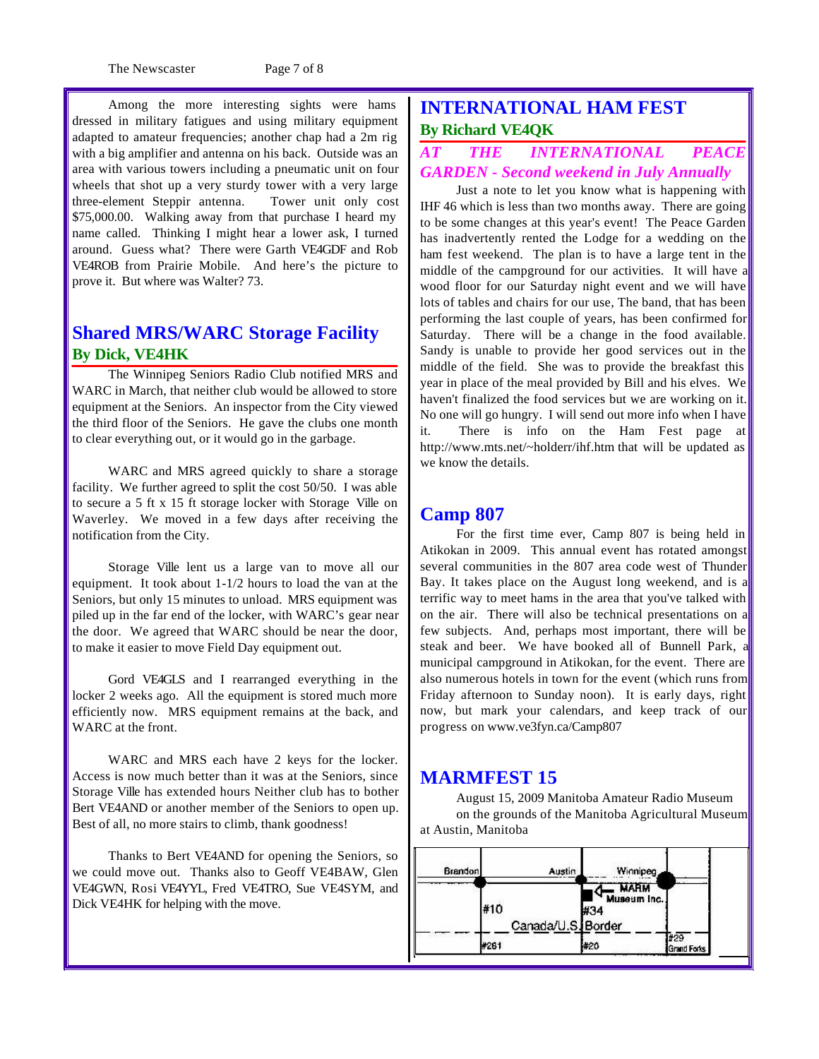Among the more interesting sights were hams dressed in military fatigues and using military equipment adapted to amateur frequencies; another chap had a 2m rig with a big amplifier and antenna on his back. Outside was an area with various towers including a pneumatic unit on four wheels that shot up a very sturdy tower with a very large three-element Steppir antenna. Tower unit only cost $75,000.00. Walking away from that purchase I heard my name called. Thinking I might hear a lower ask, I turned around. Guess what? There were Garth VE4GDF and Rob VE4ROB from Prairie Mobile. And here's the picture to prove it. But where was Walter? 73.

## Shared MRS/WARC Storage Facility

### By Dick, VE4HK

The Winnipeg Seniors Radio Club notified MRS and WARC in March, that neither club would be allowed to store equipment at the Seniors. An inspector from the City viewed the third floor of the Seniors. He gave the clubs one month to clear everything out, or it would go in the garbage.

WARC and MRS agreed quickly to share a storage facility. We further agreed to split the cost 50/50. I was able to secure a 5 ft x 15 ft storage locker with Storage Ville on Waverley. We moved in a few days after receiving the notification from the City.

Storage Ville lent us a large van to move all our equipment. It took about 1-1/2 hours to load the van at the Seniors, but only 15 minutes to unload. MRS equipment was piled up in the far end of the locker, with WARC's gear near the door. We agreed that WARC should be near the door, to make it easier to move Field Day equipment out.

Gord VE4GLS and I rearranged everything in the locker 2 weeks ago. All the equipment is stored much more efficiently now. MRS equipment remains at the back, and WARC at the front.

WARC and MRS each have 2 keys for the locker. Access is now much better than it was at the Seniors, since Storage Ville has extended hours Neither club has to bother Bert VE4AND or another member of the Seniors to open up. Best of all, no more stairs to climb, thank goodness!

Thanks to Bert VE4AND for opening the Seniors, so we could move out. Thanks also to Geoff VE4BAW, Glen VE4GWN, Rosi VE4YYL, Fred VE4TRO, Sue VE4SYM, and Dick VE4HK for helping with the move.

## INTERNATIONAL HAM FEST

### By Richard VE4QK

***AT THE INTERNATIONAL PEACE GARDEN - Second weekend in July Annually***

Just a note to let you know what is happening with IHF 46 which is less than two months away. There are going to be some changes at this year's event! The Peace Garden has inadvertently rented the Lodge for a wedding on the ham fest weekend. The plan is to have a large tent in the middle of the campground for our activities. It will have a wood floor for our Saturday night event and we will have lots of tables and chairs for our use, The band, that has been performing the last couple of years, has been confirmed for Saturday. There will be a change in the food available. Sandy is unable to provide her good services out in the middle of the field. She was to provide the breakfast this year in place of the meal provided by Bill and his elves. We haven't finalized the food services but we are working on it. No one will go hungry. I will send out more info when I have it. There is info on the Ham Fest page at http://www.mts.net/~holderr/ihf.htm that will be updated as we know the details.

## Camp 807

For the first time ever, Camp 807 is being held in Atikokan in 2009. This annual event has rotated amongst several communities in the 807 area code west of Thunder Bay. It takes place on the August long weekend, and is a terrific way to meet hams in the area that you've talked with on the air. There will also be technical presentations on a few subjects. And, perhaps most important, there will be steak and beer. We have booked all of Bunnell Park, a municipal campground in Atikokan, for the event. There are also numerous hotels in town for the event (which runs from Friday afternoon to Sunday noon). It is early days, right now, but mark your calendars, and keep track of our progress on www.ve3fyn.ca/Camp807

## MARMFEST 15

August 15, 2009 Manitoba Amateur Radio Museum on the grounds of the Manitoba Agricultural Museum at Austin, Manitoba

Brandon — Austin — Winnipeg
MARM Museum Inc.
#10 — #34
Canada/U.S. Border
#281 — #20 — #29 Grand Forks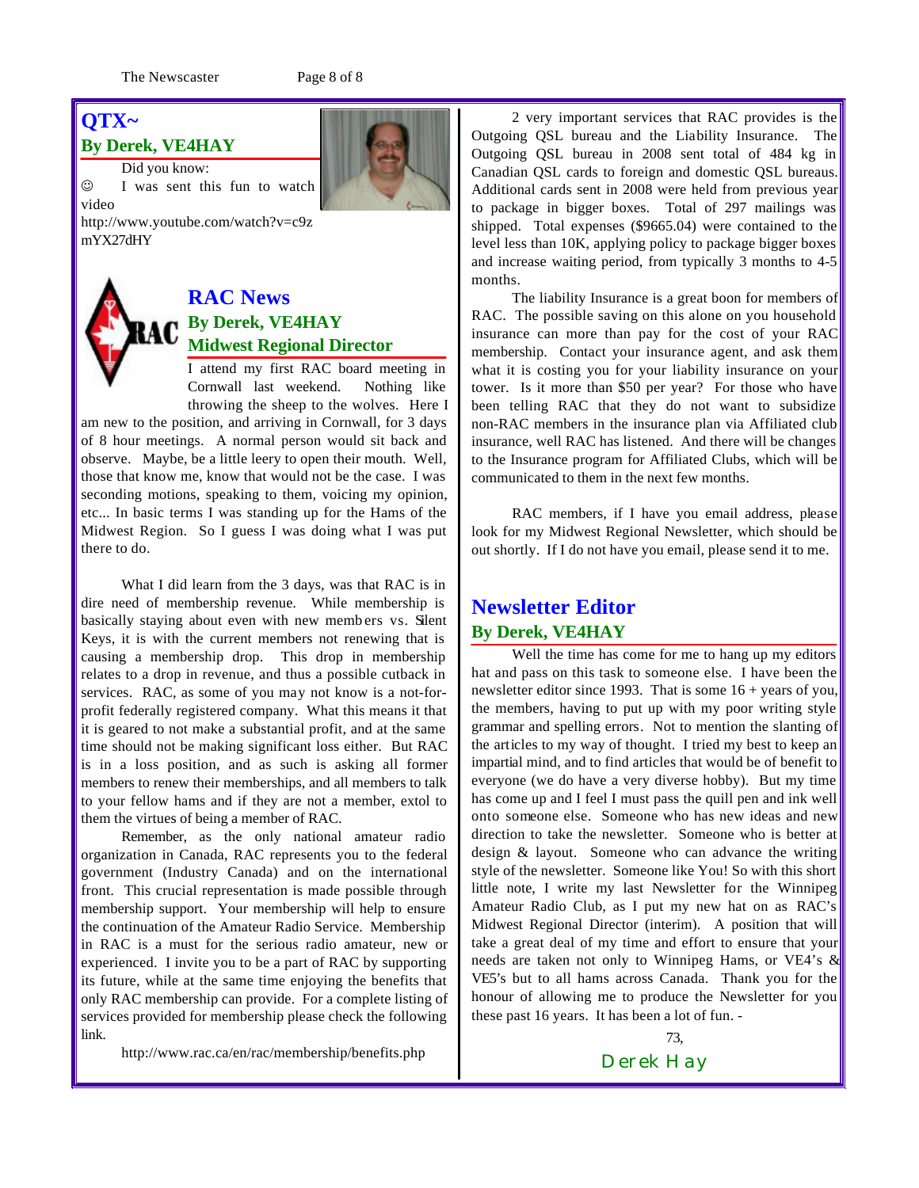## QTX~

### By Derek, VE4HAY

Did you know:

☺ I was sent this fun to watch video http://www.youtube.com/watch?v=c9zmYX27dHY

## RAC News

### By Derek, VE4HAY
### Midwest Regional Director

I attend my first RAC board meeting in Cornwall last weekend. Nothing like throwing the sheep to the wolves. Here I am new to the position, and arriving in Cornwall, for 3 days of 8 hour meetings. A normal person would sit back and observe. Maybe, be a little leery to open their mouth. Well, those that know me, know that would not be the case. I was seconding motions, speaking to them, voicing my opinion, etc... In basic terms I was standing up for the Hams of the Midwest Region. So I guess I was doing what I was put there to do.

What I did learn from the 3 days, was that RAC is in dire need of membership revenue. While membership is basically staying about even with new members vs. Silent Keys, it is with the current members not renewing that is causing a membership drop. This drop in membership relates to a drop in revenue, and thus a possible cutback in services. RAC, as some of you may not know is a not-for-profit federally registered company. What this means it that it is geared to not make a substantial profit, and at the same time should not be making significant loss either. But RAC is in a loss position, and as such is asking all former members to renew their memberships, and all members to talk to your fellow hams and if they are not a member, extol to them the virtues of being a member of RAC.

Remember, as the only national amateur radio organization in Canada, RAC represents you to the federal government (Industry Canada) and on the international front. This crucial representation is made possible through membership support. Your membership will help to ensure the continuation of the Amateur Radio Service. Membership in RAC is a must for the serious radio amateur, new or experienced. I invite you to be a part of RAC by supporting its future, while at the same time enjoying the benefits that only RAC membership can provide. For a complete listing of services provided for membership please check the following link.

http://www.rac.ca/en/rac/membership/benefits.php

2 very important services that RAC provides is the Outgoing QSL bureau and the Liability Insurance. The Outgoing QSL bureau in 2008 sent total of 484 kg in Canadian QSL cards to foreign and domestic QSL bureaus. Additional cards sent in 2008 were held from previous year to package in bigger boxes. Total of 297 mailings was shipped. Total expenses ($9665.04) were contained to the level less than 10K, applying policy to package bigger boxes and increase waiting period, from typically 3 months to 4-5 months.

The liability Insurance is a great boon for members of RAC. The possible saving on this alone on your household insurance can more than pay for the cost of your RAC membership. Contact your insurance agent, and ask them what it is costing you for your liability insurance on your tower. Is it more than $50 per year? For those who have been telling RAC that they do not want to subsidize non-RAC members in the insurance plan via Affiliated club insurance, well RAC has listened. And there will be changes to the Insurance program for Affiliated Clubs, which will be communicated to them in the next few months.

RAC members, if I have you email address, please look for my Midwest Regional Newsletter, which should be out shortly. If I do not have you email, please send it to me.

## Newsletter Editor

### By Derek, VE4HAY

Well the time has come for me to hang up my editors hat and pass on this task to someone else. I have been the newsletter editor since 1993. That is some 16 + years of you, the members, having to put up with my poor writing style grammar and spelling errors. Not to mention the slanting of the articles to my way of thought. I tried my best to keep an impartial mind, and to find articles that would be of benefit to everyone (we do have a very diverse hobby). But my time has come up and I feel I must pass the quill pen and ink well onto someone else. Someone who has new ideas and new direction to take the newsletter. Someone who is better at design & layout. Someone who can advance the writing style of the newsletter. Someone like You! So with this short little note, I write my last Newsletter for the Winnipeg Amateur Radio Club, as I put my new hat on as RAC's Midwest Regional Director (interim). A position that will take a great deal of my time and effort to ensure that your needs are taken not only to Winnipeg Hams, or VE4's & VE5's but to all hams across Canada. Thank you for the honour of allowing me to produce the Newsletter for you these past 16 years. It has been a lot of fun. -

73,

Derek Hay